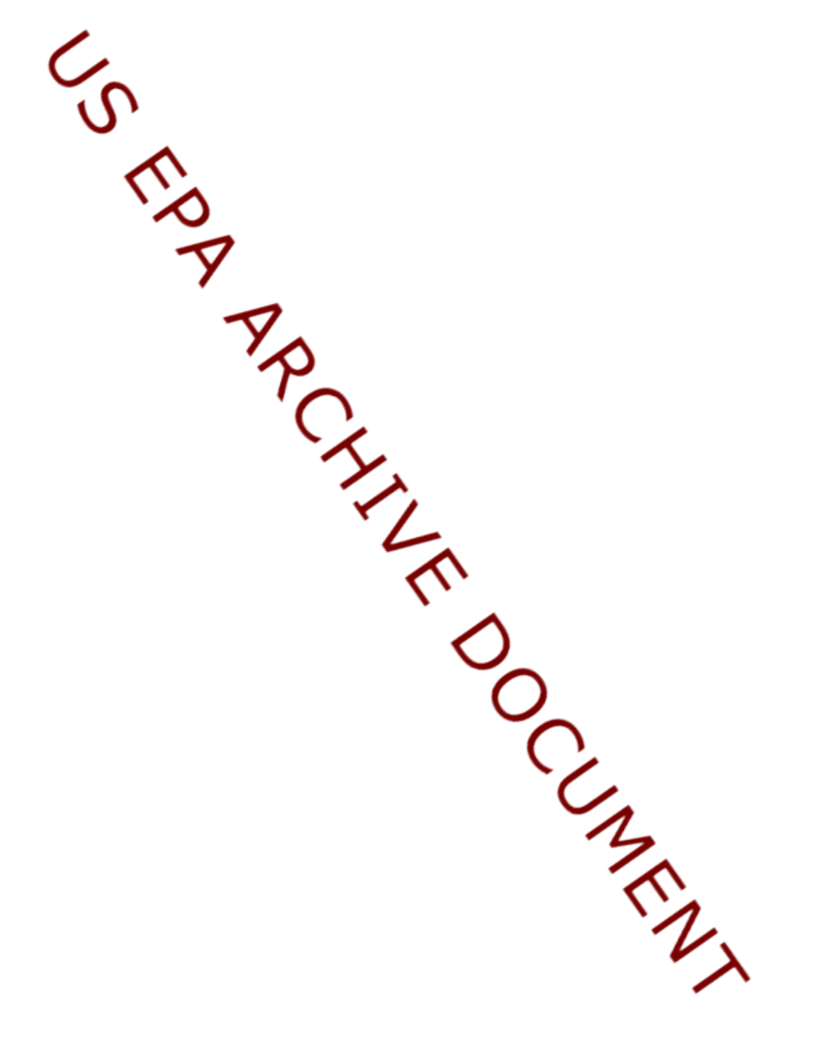US EPA ARCHIVE DOCUMENT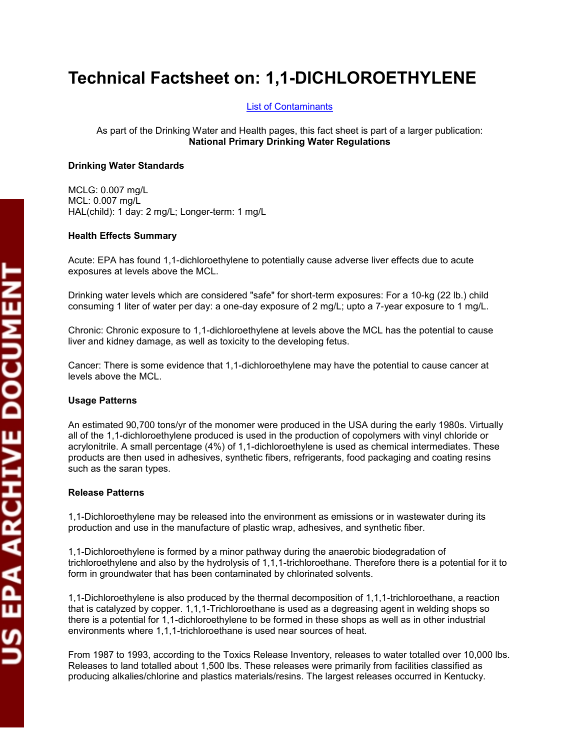# Technical Factsheet on: 1,1-DICHLOROETHYLENE

List of Contaminants

As part of the Drinking Water and Health pages, this fact sheet is part of a larger publication:
**National Primary Drinking Water Regulations**

**Drinking Water Standards**

MCLG: 0.007 mg/L
MCL: 0.007 mg/L
HAL(child): 1 day: 2 mg/L; Longer-term: 1 mg/L

**Health Effects Summary**

Acute: EPA has found 1,1-dichloroethylene to potentially cause adverse liver effects due to acute exposures at levels above the MCL.

Drinking water levels which are considered "safe" for short-term exposures: For a 10-kg (22 lb.) child consuming 1 liter of water per day: a one-day exposure of 2 mg/L; upto a 7-year exposure to 1 mg/L.

Chronic: Chronic exposure to 1,1-dichloroethylene at levels above the MCL has the potential to cause liver and kidney damage, as well as toxicity to the developing fetus.

Cancer: There is some evidence that 1,1-dichloroethylene may have the potential to cause cancer at levels above the MCL.

**Usage Patterns**

An estimated 90,700 tons/yr of the monomer were produced in the USA during the early 1980s. Virtually all of the 1,1-dichloroethylene produced is used in the production of copolymers with vinyl chloride or acrylonitrile. A small percentage (4%) of 1,1-dichloroethylene is used as chemical intermediates. These products are then used in adhesives, synthetic fibers, refrigerants, food packaging and coating resins such as the saran types.

**Release Patterns**

1,1-Dichloroethylene may be released into the environment as emissions or in wastewater during its production and use in the manufacture of plastic wrap, adhesives, and synthetic fiber.

1,1-Dichloroethylene is formed by a minor pathway during the anaerobic biodegradation of trichloroethylene and also by the hydrolysis of 1,1,1-trichloroethane. Therefore there is a potential for it to form in groundwater that has been contaminated by chlorinated solvents.

1,1-Dichloroethylene is also produced by the thermal decomposition of 1,1,1-trichloroethane, a reaction that is catalyzed by copper. 1,1,1-Trichloroethane is used as a degreasing agent in welding shops so there is a potential for 1,1-dichloroethylene to be formed in these shops as well as in other industrial environments where 1,1,1-trichloroethane is used near sources of heat.

From 1987 to 1993, according to the Toxics Release Inventory, releases to water totalled over 10,000 lbs. Releases to land totalled about 1,500 lbs. These releases were primarily from facilities classified as producing alkalies/chlorine and plastics materials/resins. The largest releases occurred in Kentucky.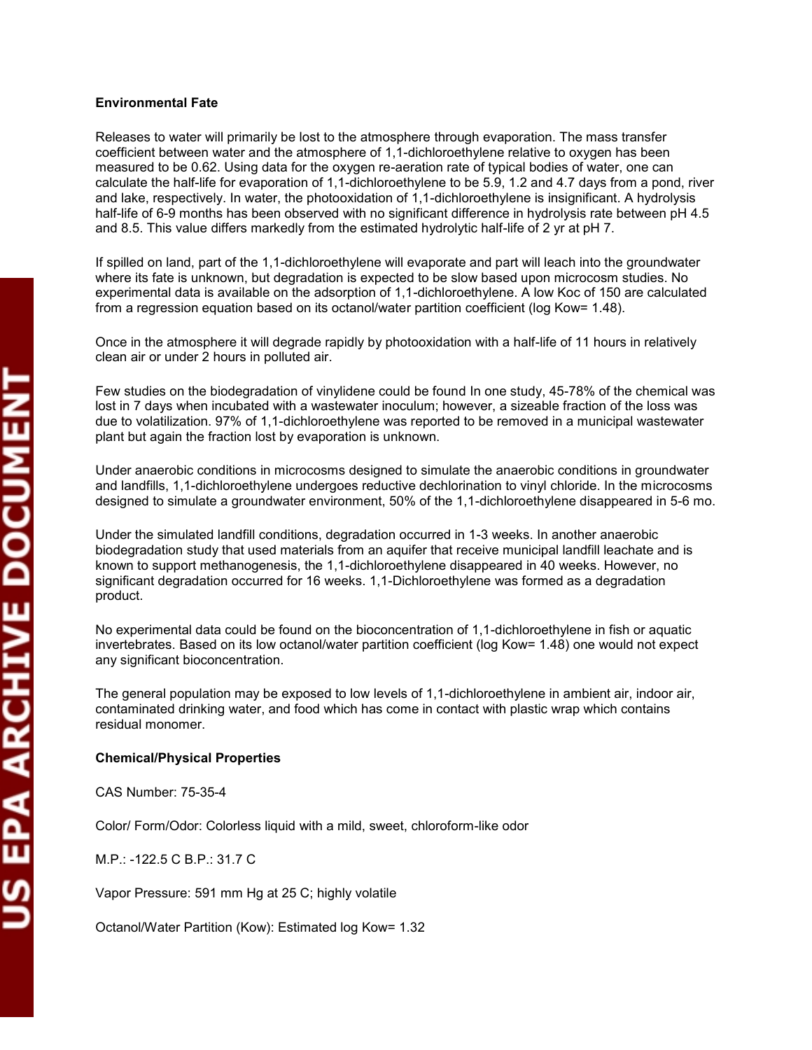**Environmental Fate**

Releases to water will primarily be lost to the atmosphere through evaporation. The mass transfer coefficient between water and the atmosphere of 1,1-dichloroethylene relative to oxygen has been measured to be 0.62. Using data for the oxygen re-aeration rate of typical bodies of water, one can calculate the half-life for evaporation of 1,1-dichloroethylene to be 5.9, 1.2 and 4.7 days from a pond, river and lake, respectively. In water, the photooxidation of 1,1-dichloroethylene is insignificant. A hydrolysis half-life of 6-9 months has been observed with no significant difference in hydrolysis rate between pH 4.5 and 8.5. This value differs markedly from the estimated hydrolytic half-life of 2 yr at pH 7.

If spilled on land, part of the 1,1-dichloroethylene will evaporate and part will leach into the groundwater where its fate is unknown, but degradation is expected to be slow based upon microcosm studies. No experimental data is available on the adsorption of 1,1-dichloroethylene. A low Koc of 150 are calculated from a regression equation based on its octanol/water partition coefficient (log Kow= 1.48).

Once in the atmosphere it will degrade rapidly by photooxidation with a half-life of 11 hours in relatively clean air or under 2 hours in polluted air.

Few studies on the biodegradation of vinylidene could be found In one study, 45-78% of the chemical was lost in 7 days when incubated with a wastewater inoculum; however, a sizeable fraction of the loss was due to volatilization. 97% of 1,1-dichloroethylene was reported to be removed in a municipal wastewater plant but again the fraction lost by evaporation is unknown.

Under anaerobic conditions in microcosms designed to simulate the anaerobic conditions in groundwater and landfills, 1,1-dichloroethylene undergoes reductive dechlorination to vinyl chloride. In the microcosms designed to simulate a groundwater environment, 50% of the 1,1-dichloroethylene disappeared in 5-6 mo.

Under the simulated landfill conditions, degradation occurred in 1-3 weeks. In another anaerobic biodegradation study that used materials from an aquifer that receive municipal landfill leachate and is known to support methanogenesis, the 1,1-dichloroethylene disappeared in 40 weeks. However, no significant degradation occurred for 16 weeks. 1,1-Dichloroethylene was formed as a degradation product.

No experimental data could be found on the bioconcentration of 1,1-dichloroethylene in fish or aquatic invertebrates. Based on its low octanol/water partition coefficient (log Kow= 1.48) one would not expect any significant bioconcentration.

The general population may be exposed to low levels of 1,1-dichloroethylene in ambient air, indoor air, contaminated drinking water, and food which has come in contact with plastic wrap which contains residual monomer.

**Chemical/Physical Properties**

CAS Number: 75-35-4

Color/ Form/Odor: Colorless liquid with a mild, sweet, chloroform-like odor

M.P.: -122.5 C B.P.: 31.7 C

Vapor Pressure: 591 mm Hg at 25 C; highly volatile

Octanol/Water Partition (Kow): Estimated log Kow= 1.32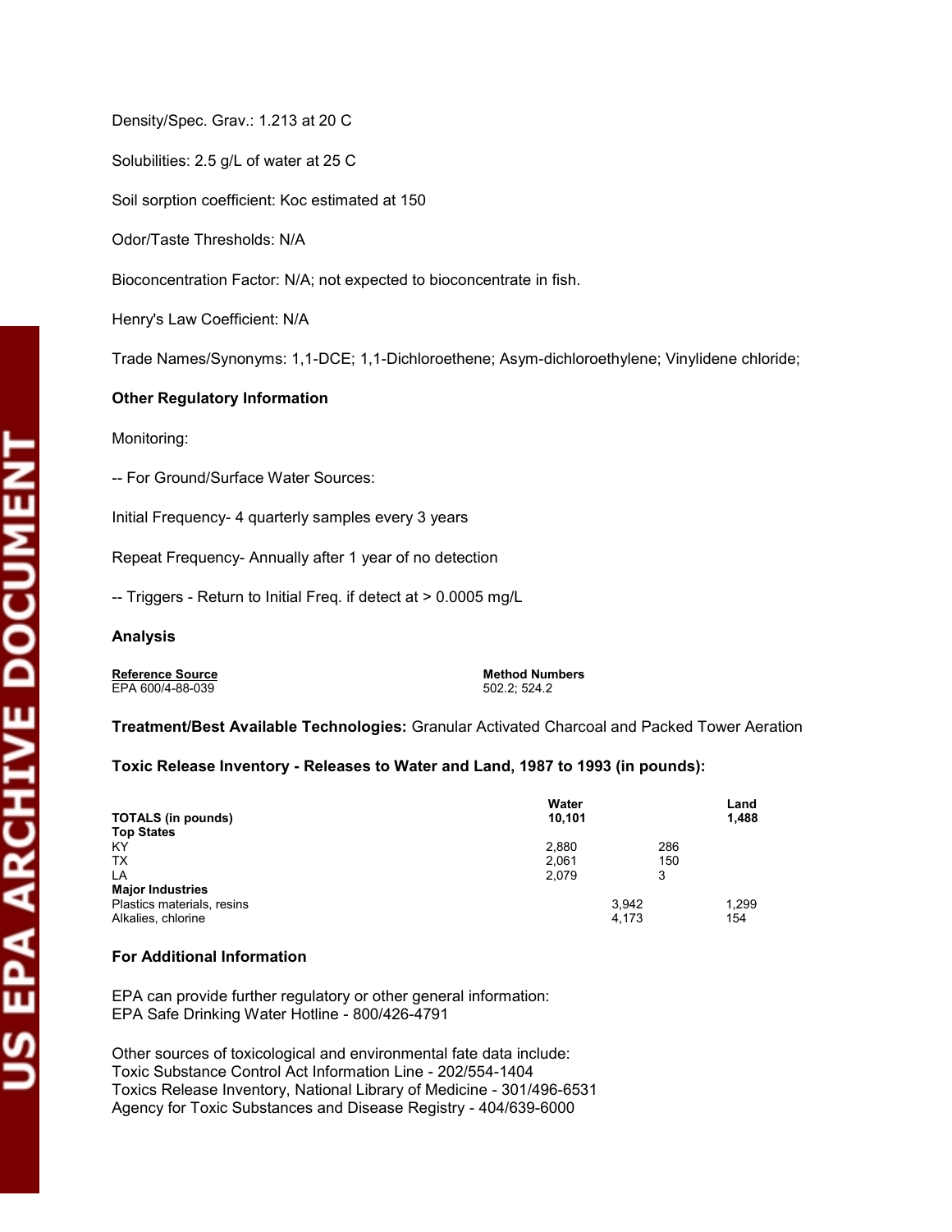Density/Spec. Grav.: 1.213 at 20 C

Solubilities: 2.5 g/L of water at 25 C

Soil sorption coefficient: Koc estimated at 150

Odor/Taste Thresholds: N/A

Bioconcentration Factor: N/A; not expected to bioconcentrate in fish.

Henry's Law Coefficient: N/A

Trade Names/Synonyms: 1,1-DCE; 1,1-Dichloroethene; Asym-dichloroethylene; Vinylidene chloride;

### Other Regulatory Information

Monitoring:

-- For Ground/Surface Water Sources:

Initial Frequency- 4 quarterly samples every 3 years

Repeat Frequency- Annually after 1 year of no detection

-- Triggers - Return to Initial Freq. if detect at > 0.0005 mg/L

### Analysis

| Reference Source | Method Numbers |
|---|---|
| EPA 600/4-88-039 | 502.2; 524.2 |

**Treatment/Best Available Technologies:** Granular Activated Charcoal and Packed Tower Aeration

### Toxic Release Inventory - Releases to Water and Land, 1987 to 1993 (in pounds):

| | Water | Land |
|---|---|---|
| **TOTALS (in pounds)** | **10,101** | **1,488** |
| **Top States** | | |
| KY | 2,880 | 286 |
| TX | 2,061 | 150 |
| LA | 2,079 | 3 |
| **Major Industries** | | |
| Plastics materials, resins | 3,942 | 1,299 |
| Alkalies, chlorine | 4,173 | 154 |

### For Additional Information

EPA can provide further regulatory or other general information:
EPA Safe Drinking Water Hotline - 800/426-4791

Other sources of toxicological and environmental fate data include:
Toxic Substance Control Act Information Line - 202/554-1404
Toxics Release Inventory, National Library of Medicine - 301/496-6531
Agency for Toxic Substances and Disease Registry - 404/639-6000